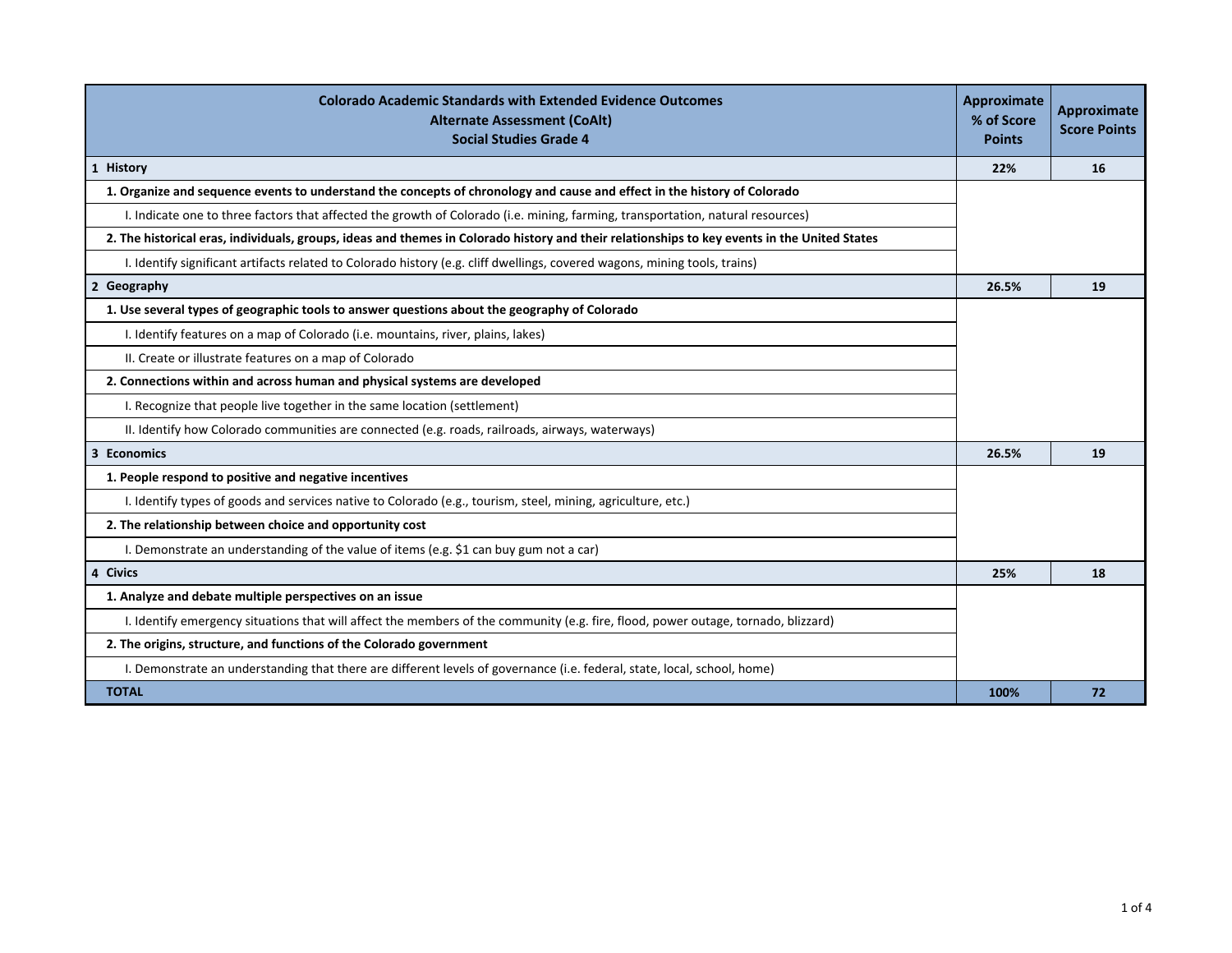| Colorado Academic Standards with Extended Evidence Outcomes<br>Alternate Assessment (CoAlt)<br>Social Studies Grade 4 | Approximate % of Score Points | Approximate Score Points |
|---|---|---|
| **1 History** | **22%** | **16** |
| **1. Organize and sequence events to understand the concepts of chronology and cause and effect in the history of Colorado** | | |
| I. Indicate one to three factors that affected the growth of Colorado (i.e. mining, farming, transportation, natural resources) | | |
| **2. The historical eras, individuals, groups, ideas and themes in Colorado history and their relationships to key events in the United States** | | |
| I. Identify significant artifacts related to Colorado history (e.g. cliff dwellings, covered wagons, mining tools, trains) | | |
| **2 Geography** | **26.5%** | **19** |
| **1. Use several types of geographic tools to answer questions about the geography of Colorado** | | |
| I. Identify features on a map of Colorado (i.e. mountains, river, plains, lakes) | | |
| II. Create or illustrate features on a map of Colorado | | |
| **2. Connections within and across human and physical systems are developed** | | |
| I. Recognize that people live together in the same location (settlement) | | |
| II. Identify how Colorado communities are connected (e.g. roads, railroads, airways, waterways) | | |
| **3 Economics** | **26.5%** | **19** |
| **1. People respond to positive and negative incentives** | | |
| I. Identify types of goods and services native to Colorado (e.g., tourism, steel, mining, agriculture, etc.) | | |
| **2. The relationship between choice and opportunity cost** | | |
| I. Demonstrate an understanding of the value of items (e.g. $1 can buy gum not a car) | | |
| **4 Civics** | **25%** | **18** |
| **1. Analyze and debate multiple perspectives on an issue** | | |
| I. Identify emergency situations that will affect the members of the community (e.g. fire, flood, power outage, tornado, blizzard) | | |
| **2. The origins, structure, and functions of the Colorado government** | | |
| I. Demonstrate an understanding that there are different levels of governance (i.e. federal, state, local, school, home) | | |
| **TOTAL** | **100%** | **72** |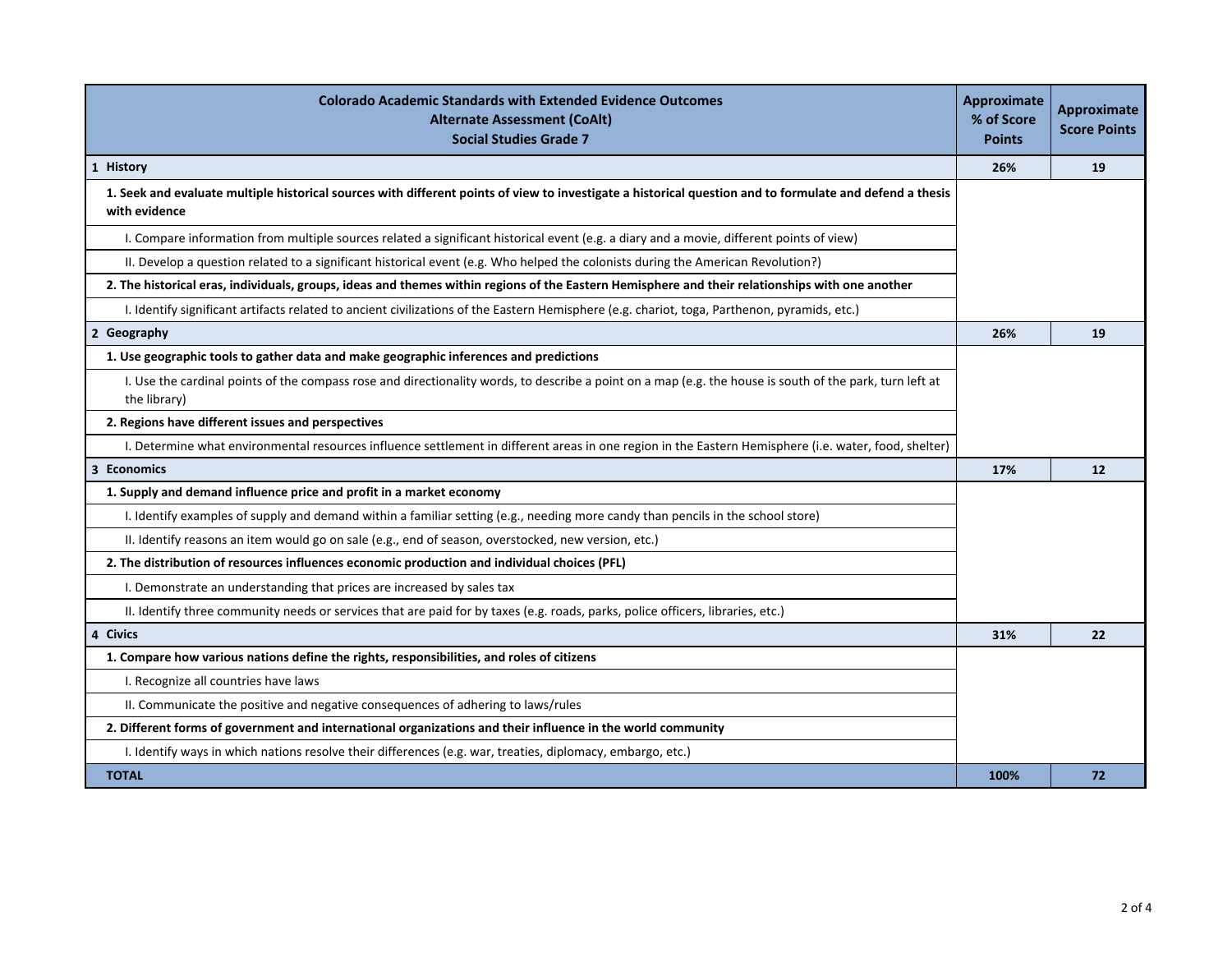| Colorado Academic Standards with Extended Evidence Outcomes<br>Alternate Assessment (CoAlt)<br>Social Studies Grade 7 | Approximate % of Score Points | Approximate Score Points |
|---|---|---|
| **1 History** | **26%** | **19** |
| **1. Seek and evaluate multiple historical sources with different points of view to investigate a historical question and to formulate and defend a thesis with evidence** | | |
| I. Compare information from multiple sources related a significant historical event (e.g. a diary and a movie, different points of view) | | |
| II. Develop a question related to a significant historical event (e.g. Who helped the colonists during the American Revolution?) | | |
| **2. The historical eras, individuals, groups, ideas and themes within regions of the Eastern Hemisphere and their relationships with one another** | | |
| I. Identify significant artifacts related to ancient civilizations of the Eastern Hemisphere (e.g. chariot, toga, Parthenon, pyramids, etc.) | | |
| **2 Geography** | **26%** | **19** |
| **1. Use geographic tools to gather data and make geographic inferences and predictions** | | |
| I. Use the cardinal points of the compass rose and directionality words, to describe a point on a map (e.g. the house is south of the park, turn left at the library) | | |
| **2. Regions have different issues and perspectives** | | |
| I. Determine what environmental resources influence settlement in different areas in one region in the Eastern Hemisphere (i.e. water, food, shelter) | | |
| **3 Economics** | **17%** | **12** |
| **1. Supply and demand influence price and profit in a market economy** | | |
| I. Identify examples of supply and demand within a familiar setting (e.g., needing more candy than pencils in the school store) | | |
| II. Identify reasons an item would go on sale (e.g., end of season, overstocked, new version, etc.) | | |
| **2. The distribution of resources influences economic production and individual choices (PFL)** | | |
| I. Demonstrate an understanding that prices are increased by sales tax | | |
| II. Identify three community needs or services that are paid for by taxes (e.g. roads, parks, police officers, libraries, etc.) | | |
| **4 Civics** | **31%** | **22** |
| **1. Compare how various nations define the rights, responsibilities, and roles of citizens** | | |
| I. Recognize all countries have laws | | |
| II. Communicate the positive and negative consequences of adhering to laws/rules | | |
| **2. Different forms of government and international organizations and their influence in the world community** | | |
| I. Identify ways in which nations resolve their differences (e.g. war, treaties, diplomacy, embargo, etc.) | | |
| **TOTAL** | **100%** | **72** |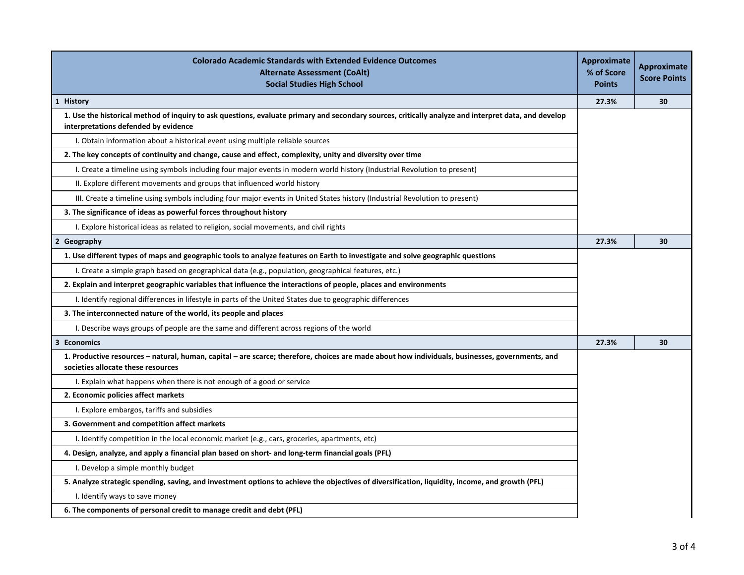| Colorado Academic Standards with Extended Evidence Outcomes<br>Alternate Assessment (CoAlt)<br>Social Studies High School | Approximate % of Score Points | Approximate Score Points |
|---|---|---|
| **1 History** | **27.3%** | **30** |
| **1. Use the historical method of inquiry to ask questions, evaluate primary and secondary sources, critically analyze and interpret data, and develop interpretations defended by evidence** | | |
| I. Obtain information about a historical event using multiple reliable sources | | |
| **2. The key concepts of continuity and change, cause and effect, complexity, unity and diversity over time** | | |
| I. Create a timeline using symbols including four major events in modern world history (Industrial Revolution to present) | | |
| II. Explore different movements and groups that influenced world history | | |
| III. Create a timeline using symbols including four major events in United States history (Industrial Revolution to present) | | |
| **3. The significance of ideas as powerful forces throughout history** | | |
| I. Explore historical ideas as related to religion, social movements, and civil rights | | |
| **2 Geography** | **27.3%** | **30** |
| **1. Use different types of maps and geographic tools to analyze features on Earth to investigate and solve geographic questions** | | |
| I. Create a simple graph based on geographical data (e.g., population, geographical features, etc.) | | |
| **2. Explain and interpret geographic variables that influence the interactions of people, places and environments** | | |
| I. Identify regional differences in lifestyle in parts of the United States due to geographic differences | | |
| **3. The interconnected nature of the world, its people and places** | | |
| I. Describe ways groups of people are the same and different across regions of the world | | |
| **3 Economics** | **27.3%** | **30** |
| **1. Productive resources – natural, human, capital – are scarce; therefore, choices are made about how individuals, businesses, governments, and societies allocate these resources** | | |
| I. Explain what happens when there is not enough of a good or service | | |
| **2. Economic policies affect markets** | | |
| I. Explore embargos, tariffs and subsidies | | |
| **3. Government and competition affect markets** | | |
| I. Identify competition in the local economic market (e.g., cars, groceries, apartments, etc) | | |
| **4. Design, analyze, and apply a financial plan based on short- and long-term financial goals (PFL)** | | |
| I. Develop a simple monthly budget | | |
| **5. Analyze strategic spending, saving, and investment options to achieve the objectives of diversification, liquidity, income, and growth (PFL)** | | |
| I. Identify ways to save money | | |
| **6. The components of personal credit to manage credit and debt (PFL)** | | |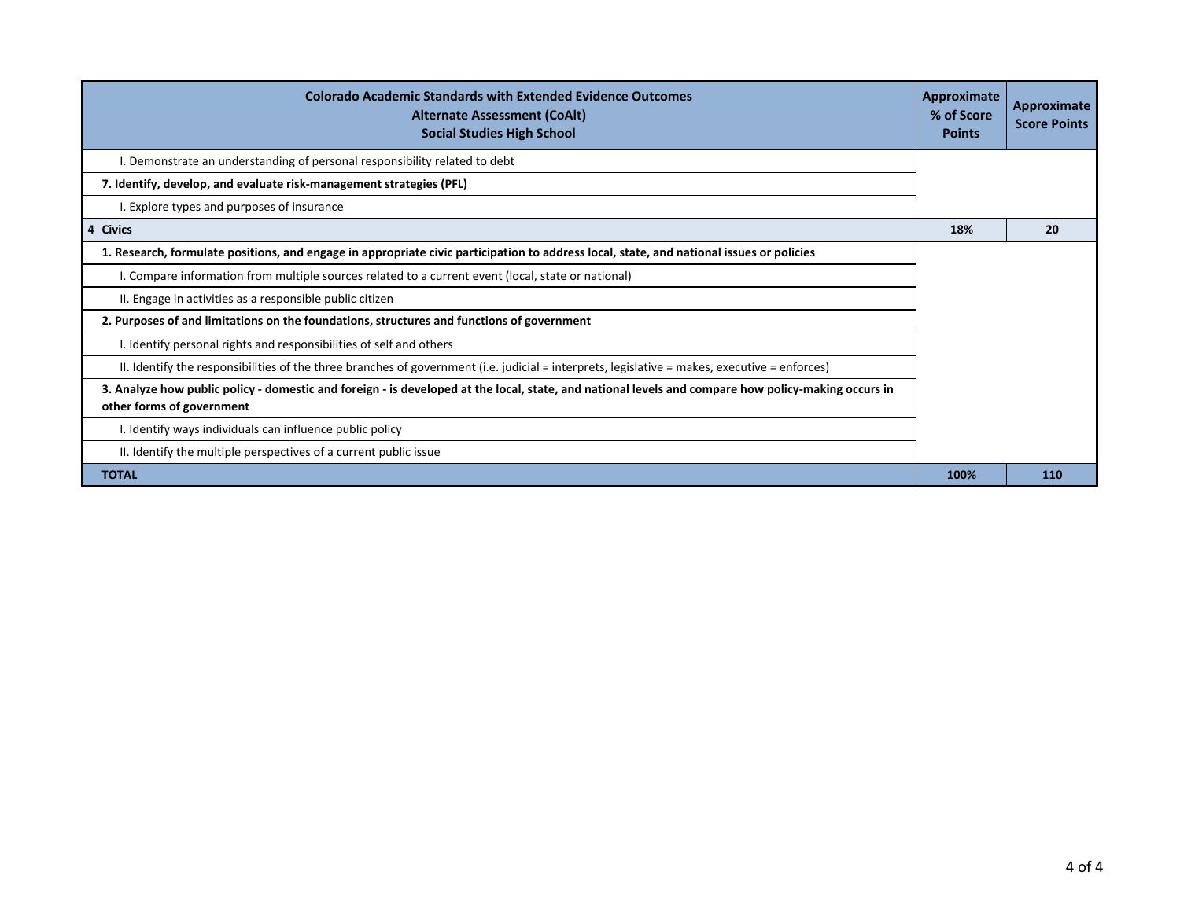| Colorado Academic Standards with Extended Evidence Outcomes<br>Alternate Assessment (CoAlt)<br>Social Studies High School | Approximate % of Score Points | Approximate Score Points |
|---|---|---|
| I. Demonstrate an understanding of personal responsibility related to debt | | |
| **7. Identify, develop, and evaluate risk-management strategies (PFL)** | | |
| I. Explore types and purposes of insurance | | |
| **4 Civics** | **18%** | **20** |
| **1. Research, formulate positions, and engage in appropriate civic participation to address local, state, and national issues or policies** | | |
| I. Compare information from multiple sources related to a current event (local, state or national) | | |
| II. Engage in activities as a responsible public citizen | | |
| **2. Purposes of and limitations on the foundations, structures and functions of government** | | |
| I. Identify personal rights and responsibilities of self and others | | |
| II. Identify the responsibilities of the three branches of government (i.e. judicial = interprets, legislative = makes, executive = enforces) | | |
| **3. Analyze how public policy - domestic and foreign - is developed at the local, state, and national levels and compare how policy-making occurs in other forms of government** | | |
| I. Identify ways individuals can influence public policy | | |
| II. Identify the multiple perspectives of a current public issue | | |
| **TOTAL** | **100%** | **110** |